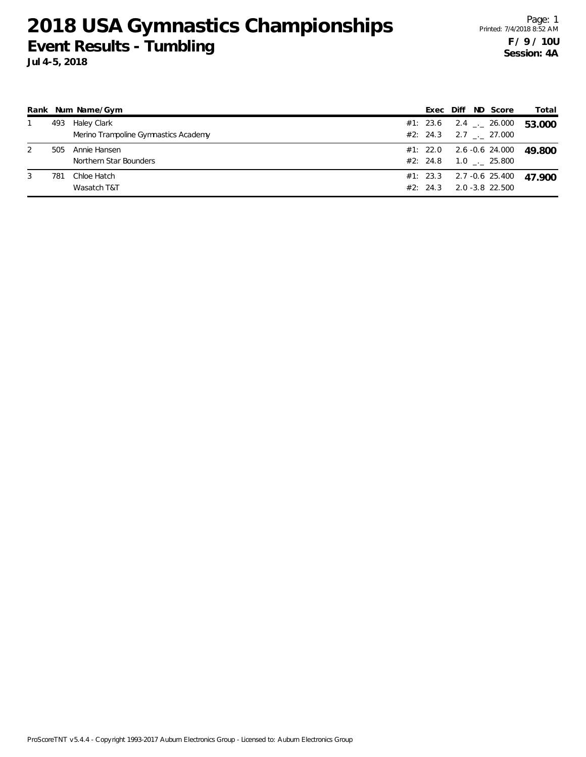# 2018 USA Gymnastics Championships

## Event Results - Tumbling

**Jul 4-5, 2018**

Printed: 7/4/2018 8:52 AM

**F / 9 / 10U**
**Session: 4A**

| Rank | Num | Name/Gym | | Exec | Diff | ND | Score | Total |
|---|---|---|---|---|---|---|---|---|
| 1 | 493 | Haley Clark | #1: | 23.6 | 2.4 | _._ | 26.000 | **53.000** |
| | | Merino Trampoline Gymnastics Academy | #2: | 24.3 | 2.7 | _._ | 27.000 | |
| 2 | 505 | Annie Hansen | #1: | 22.0 | 2.6 | -0.6 | 24.000 | **49.800** |
| | | Northern Star Bounders | #2: | 24.8 | 1.0 | _._ | 25.800 | |
| 3 | 781 | Chloe Hatch | #1: | 23.3 | 2.7 | -0.6 | 25.400 | **47.900** |
| | | Wasatch T&T | #2: | 24.3 | 2.0 | -3.8 | 22.500 | |

ProScoreTNT v5.4.4 - Copyright 1993-2017 Auburn Electronics Group - Licensed to: Auburn Electronics Group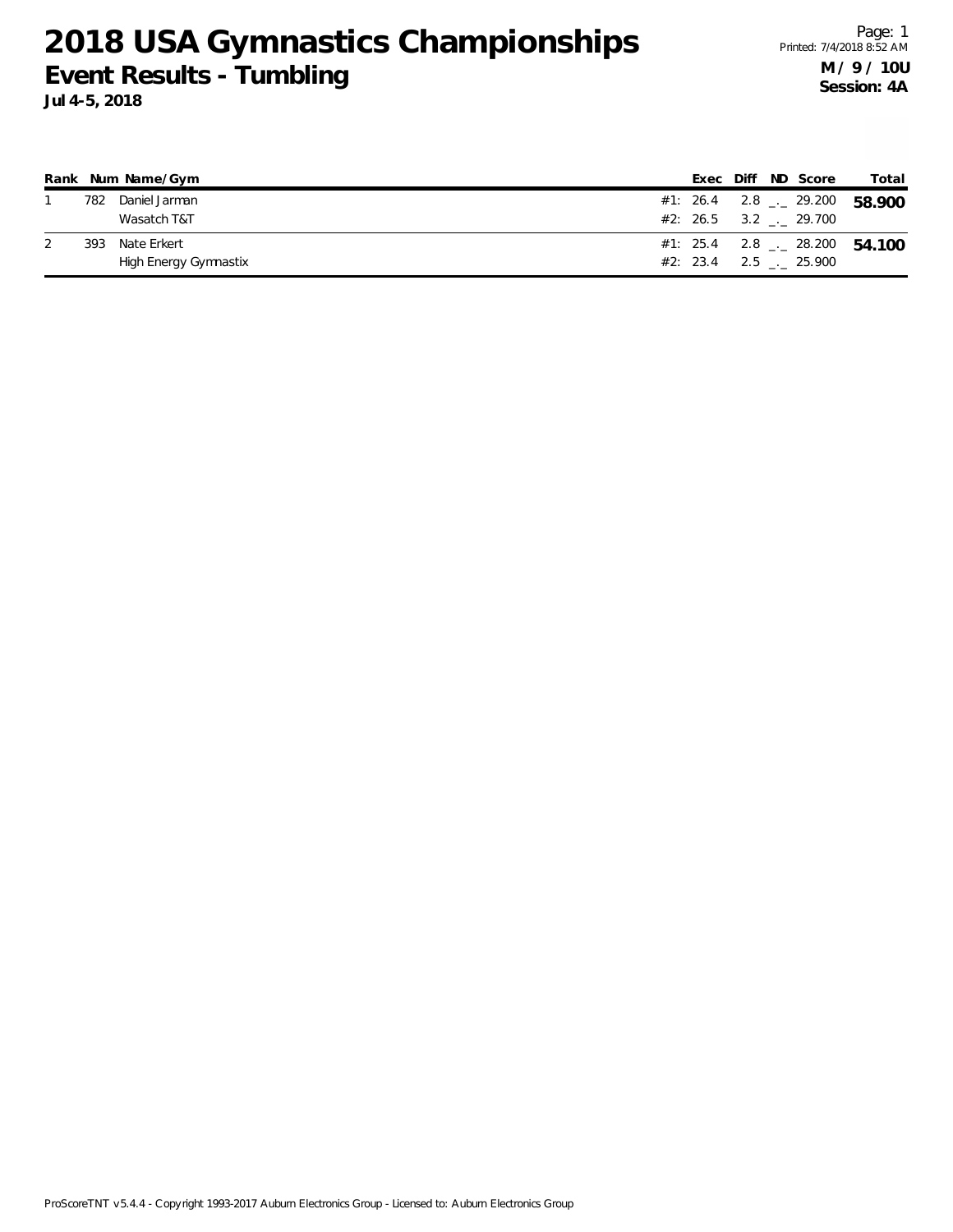# 2018 USA Gymnastics Championships

## Event Results - Tumbling

**Jul 4-5, 2018**

**M / 9 / 10U**
**Session: 4A**

| Rank | Num | Name/Gym | | Exec | Diff | ND | Score | Total |
|---|---|---|---|---|---|---|---|---|
| 1 | 782 | Daniel Jarman | #1: | 26.4 | 2.8 | _._ | 29.200 | **58.900** |
| | | Wasatch T&T | #2: | 26.5 | 3.2 | _._ | 29.700 | |
| 2 | 393 | Nate Erkert | #1: | 25.4 | 2.8 | _._ | 28.200 | **54.100** |
| | | High Energy Gymnastix | #2: | 23.4 | 2.5 | _._ | 25.900 | |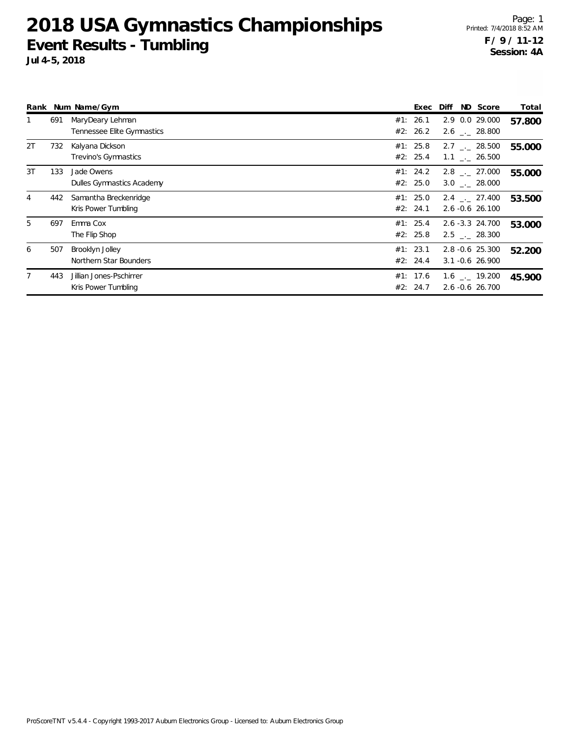# 2018 USA Gymnastics Championships

## Event Results - Tumbling

**Jul 4-5, 2018**

Printed: 7/4/2018 8:52 AM

**F / 9 / 11-12**
**Session: 4A**

| Rank | Num | Name/Gym | | Exec | Diff | ND | Score | Total |
|---|---|---|---|---|---|---|---|---|
| 1 | 691 | MaryDeary Lehman | #1: | 26.1 | 2.9 | 0.0 | 29.000 | **57.800** |
| | | Tennessee Elite Gymnastics | #2: | 26.2 | 2.6 | _._ | 28.800 | |
| 2T | 732 | Kalyana Dickson | #1: | 25.8 | 2.7 | _._ | 28.500 | **55.000** |
| | | Trevino's Gymnastics | #2: | 25.4 | 1.1 | _._ | 26.500 | |
| 3T | 133 | Jade Owens | #1: | 24.2 | 2.8 | _._ | 27.000 | **55.000** |
| | | Dulles Gymnastics Academy | #2: | 25.0 | 3.0 | _._ | 28.000 | |
| 4 | 442 | Samantha Breckenridge | #1: | 25.0 | 2.4 | _._ | 27.400 | **53.500** |
| | | Kris Power Tumbling | #2: | 24.1 | 2.6 | -0.6 | 26.100 | |
| 5 | 697 | Emma Cox | #1: | 25.4 | 2.6 | -3.3 | 24.700 | **53.000** |
| | | The Flip Shop | #2: | 25.8 | 2.5 | _._ | 28.300 | |
| 6 | 507 | Brooklyn Jolley | #1: | 23.1 | 2.8 | -0.6 | 25.300 | **52.200** |
| | | Northern Star Bounders | #2: | 24.4 | 3.1 | -0.6 | 26.900 | |
| 7 | 443 | Jillian Jones-Pschirrer | #1: | 17.6 | 1.6 | _._ | 19.200 | **45.900** |
| | | Kris Power Tumbling | #2: | 24.7 | 2.6 | -0.6 | 26.700 | |

ProScoreTNT v5.4.4 - Copyright 1993-2017 Auburn Electronics Group - Licensed to: Auburn Electronics Group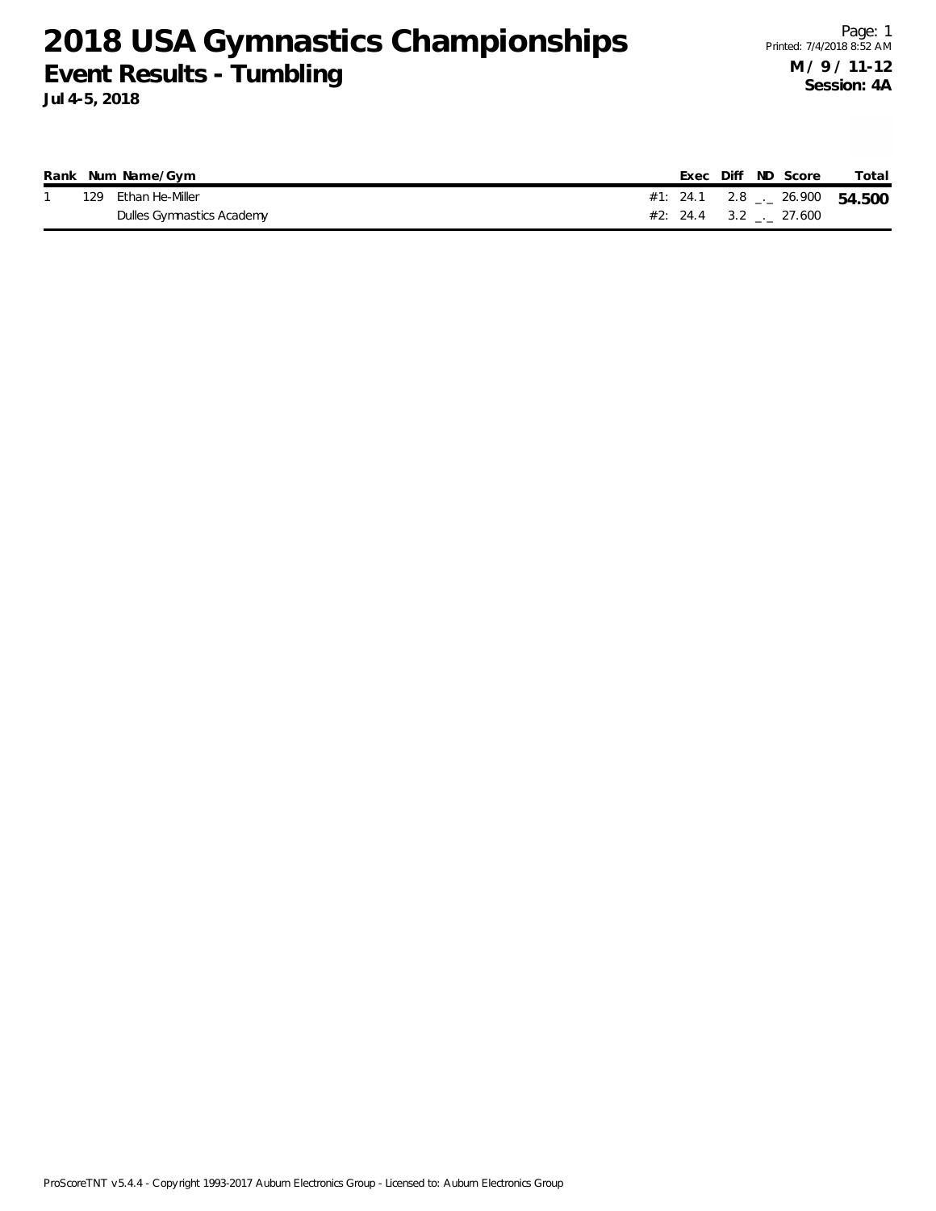# 2018 USA Gymnastics Championships

## Event Results - Tumbling

**Jul 4-5, 2018**

**M / 9 / 11-12**
**Session: 4A**

| Rank | Num | Name/Gym | | Exec | Diff | ND | Score | Total |
|---|---|---|---|---|---|---|---|---|
| 1 | 129 | Ethan He-Miller | #1: | 24.1 | 2.8 | _._ | 26.900 | **54.500** |
| | | Dulles Gymnastics Academy | #2: | 24.4 | 3.2 | _._ | 27.600 | |

ProScoreTNT v5.4.4 - Copyright 1993-2017 Auburn Electronics Group - Licensed to: Auburn Electronics Group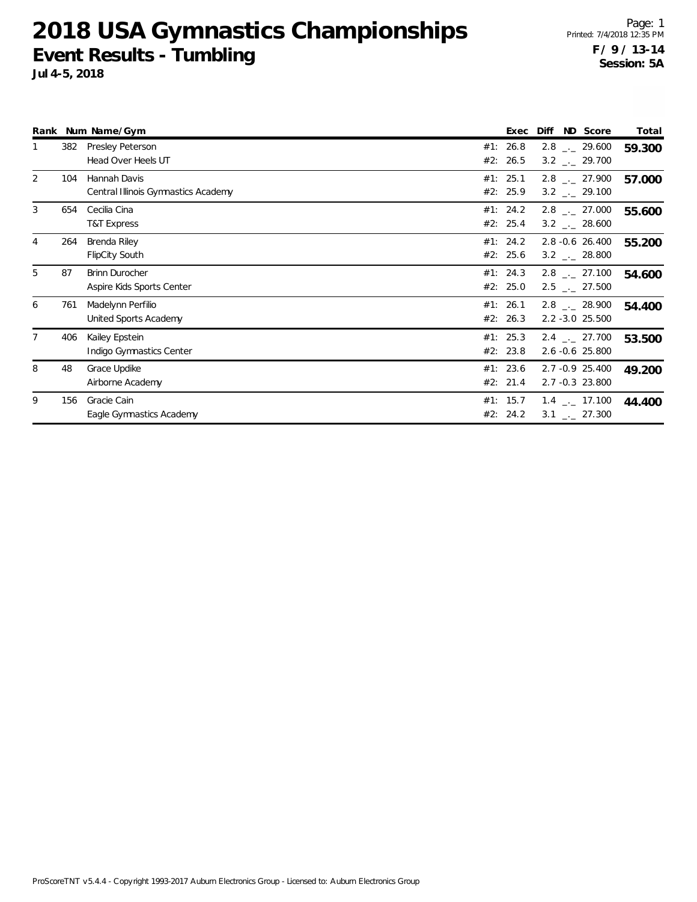# 2018 USA Gymnastics Championships

## Event Results - Tumbling

**Jul 4-5, 2018**

**F / 9 / 13-14**
**Session: 5A**

| Rank | Num | Name/Gym | | Exec | Diff | ND | Score | Total |
|---|---|---|---|---|---|---|---|---|
| 1 | 382 | Presley Peterson | #1: | 26.8 | 2.8 | _._ | 29.600 | **59.300** |
| | | Head Over Heels UT | #2: | 26.5 | 3.2 | _._ | 29.700 | |
| 2 | 104 | Hannah Davis | #1: | 25.1 | 2.8 | _._ | 27.900 | **57.000** |
| | | Central Illinois Gymnastics Academy | #2: | 25.9 | 3.2 | _._ | 29.100 | |
| 3 | 654 | Cecilia Cina | #1: | 24.2 | 2.8 | _._ | 27.000 | **55.600** |
| | | T&T Express | #2: | 25.4 | 3.2 | _._ | 28.600 | |
| 4 | 264 | Brenda Riley | #1: | 24.2 | 2.8 | -0.6 | 26.400 | **55.200** |
| | | FlipCity South | #2: | 25.6 | 3.2 | _._ | 28.800 | |
| 5 | 87 | Brinn Durocher | #1: | 24.3 | 2.8 | _._ | 27.100 | **54.600** |
| | | Aspire Kids Sports Center | #2: | 25.0 | 2.5 | _._ | 27.500 | |
| 6 | 761 | Madelynn Perfilio | #1: | 26.1 | 2.8 | _._ | 28.900 | **54.400** |
| | | United Sports Academy | #2: | 26.3 | 2.2 | -3.0 | 25.500 | |
| 7 | 406 | Kailey Epstein | #1: | 25.3 | 2.4 | _._ | 27.700 | **53.500** |
| | | Indigo Gymnastics Center | #2: | 23.8 | 2.6 | -0.6 | 25.800 | |
| 8 | 48 | Grace Updike | #1: | 23.6 | 2.7 | -0.9 | 25.400 | **49.200** |
| | | Airborne Academy | #2: | 21.4 | 2.7 | -0.3 | 23.800 | |
| 9 | 156 | Gracie Cain | #1: | 15.7 | 1.4 | _._ | 17.100 | **44.400** |
| | | Eagle Gymnastics Academy | #2: | 24.2 | 3.1 | _._ | 27.300 | |

ProScoreTNT v5.4.4 - Copyright 1993-2017 Auburn Electronics Group - Licensed to: Auburn Electronics Group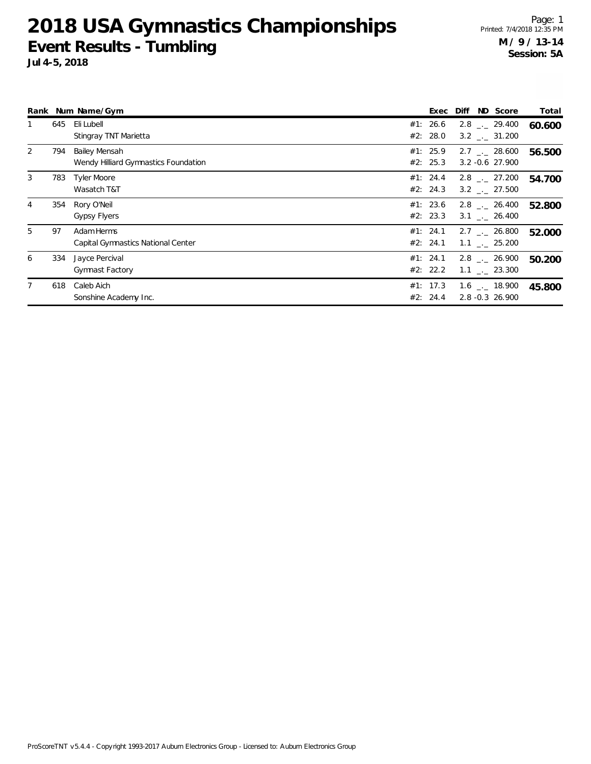# 2018 USA Gymnastics Championships

## Event Results - Tumbling

**Jul 4-5, 2018**

Printed: 7/4/2018 12:35 PM

**M / 9 / 13-14**
**Session: 5A**

| Rank | Num | Name/Gym | | Exec | Diff | ND | Score | Total |
|---|---|---|---|---|---|---|---|---|
| 1 | 645 | Eli Lubell | #1: | 26.6 | 2.8 | _._ | 29.400 | **60.600** |
| | | Stingray TNT Marietta | #2: | 28.0 | 3.2 | _._ | 31.200 | |
| 2 | 794 | Bailey Mensah | #1: | 25.9 | 2.7 | _._ | 28.600 | **56.500** |
| | | Wendy Hilliard Gymnastics Foundation | #2: | 25.3 | 3.2 | -0.6 | 27.900 | |
| 3 | 783 | Tyler Moore | #1: | 24.4 | 2.8 | _._ | 27.200 | **54.700** |
| | | Wasatch T&T | #2: | 24.3 | 3.2 | _._ | 27.500 | |
| 4 | 354 | Rory O'Neil | #1: | 23.6 | 2.8 | _._ | 26.400 | **52.800** |
| | | Gypsy Flyers | #2: | 23.3 | 3.1 | _._ | 26.400 | |
| 5 | 97 | Adam Herms | #1: | 24.1 | 2.7 | _._ | 26.800 | **52.000** |
| | | Capital Gymnastics National Center | #2: | 24.1 | 1.1 | _._ | 25.200 | |
| 6 | 334 | Jayce Percival | #1: | 24.1 | 2.8 | _._ | 26.900 | **50.200** |
| | | Gymnast Factory | #2: | 22.2 | 1.1 | _._ | 23.300 | |
| 7 | 618 | Caleb Aich | #1: | 17.3 | 1.6 | _._ | 18.900 | **45.800** |
| | | Sonshine Academy Inc. | #2: | 24.4 | 2.8 | -0.3 | 26.900 | |

ProScoreTNT v5.4.4 - Copyright 1993-2017 Auburn Electronics Group - Licensed to: Auburn Electronics Group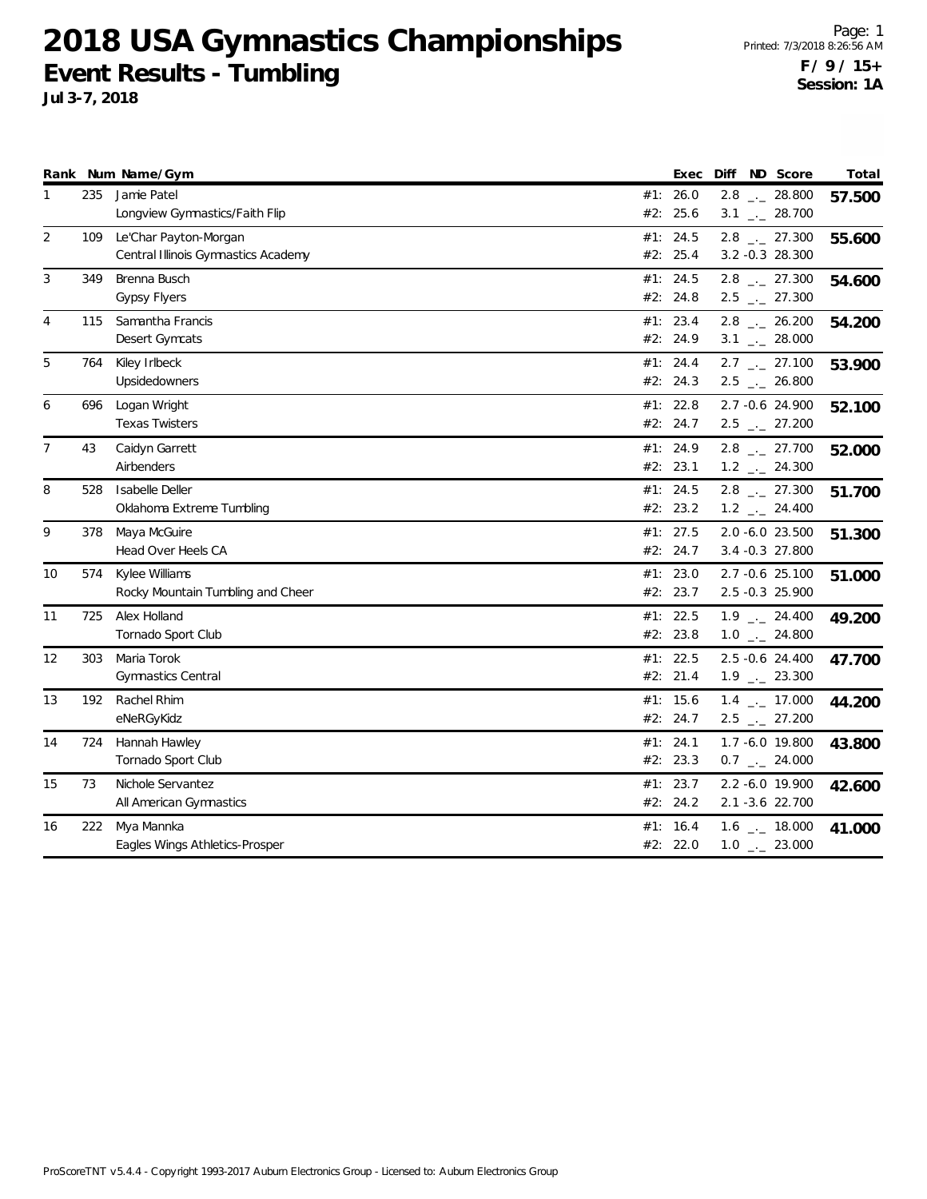# 2018 USA Gymnastics Championships

## Event Results - Tumbling

**Jul 3-7, 2018**

Printed: 7/3/2018 8:26:56 AM

**F / 9 / 15+**
**Session: 1A**

| Rank | Num | Name/Gym | | Exec | Diff | ND | Score | Total |
|---|---|---|---|---|---|---|---|---|
| 1 | 235 | Jamie Patel | #1: | 26.0 | 2.8 | _._ | 28.800 | **57.500** |
| | | Longview Gymnastics/Faith Flip | #2: | 25.6 | 3.1 | _._ | 28.700 | |
| 2 | 109 | Le'Char Payton-Morgan | #1: | 24.5 | 2.8 | _._ | 27.300 | **55.600** |
| | | Central Illinois Gymnastics Academy | #2: | 25.4 | 3.2 | -0.3 | 28.300 | |
| 3 | 349 | Brenna Busch | #1: | 24.5 | 2.8 | _._ | 27.300 | **54.600** |
| | | Gypsy Flyers | #2: | 24.8 | 2.5 | _._ | 27.300 | |
| 4 | 115 | Samantha Francis | #1: | 23.4 | 2.8 | _._ | 26.200 | **54.200** |
| | | Desert Gymcats | #2: | 24.9 | 3.1 | _._ | 28.000 | |
| 5 | 764 | Kiley Irlbeck | #1: | 24.4 | 2.7 | _._ | 27.100 | **53.900** |
| | | Upsidedowners | #2: | 24.3 | 2.5 | _._ | 26.800 | |
| 6 | 696 | Logan Wright | #1: | 22.8 | 2.7 | -0.6 | 24.900 | **52.100** |
| | | Texas Twisters | #2: | 24.7 | 2.5 | _._ | 27.200 | |
| 7 | 43 | Caidyn Garrett | #1: | 24.9 | 2.8 | _._ | 27.700 | **52.000** |
| | | Airbenders | #2: | 23.1 | 1.2 | _._ | 24.300 | |
| 8 | 528 | Isabelle Deller | #1: | 24.5 | 2.8 | _._ | 27.300 | **51.700** |
| | | Oklahoma Extreme Tumbling | #2: | 23.2 | 1.2 | _._ | 24.400 | |
| 9 | 378 | Maya McGuire | #1: | 27.5 | 2.0 | -6.0 | 23.500 | **51.300** |
| | | Head Over Heels CA | #2: | 24.7 | 3.4 | -0.3 | 27.800 | |
| 10 | 574 | Kylee Williams | #1: | 23.0 | 2.7 | -0.6 | 25.100 | **51.000** |
| | | Rocky Mountain Tumbling and Cheer | #2: | 23.7 | 2.5 | -0.3 | 25.900 | |
| 11 | 725 | Alex Holland | #1: | 22.5 | 1.9 | _._ | 24.400 | **49.200** |
| | | Tornado Sport Club | #2: | 23.8 | 1.0 | _._ | 24.800 | |
| 12 | 303 | Maria Torok | #1: | 22.5 | 2.5 | -0.6 | 24.400 | **47.700** |
| | | Gymnastics Central | #2: | 21.4 | 1.9 | _._ | 23.300 | |
| 13 | 192 | Rachel Rhim | #1: | 15.6 | 1.4 | _._ | 17.000 | **44.200** |
| | | eNeRGyKidz | #2: | 24.7 | 2.5 | _._ | 27.200 | |
| 14 | 724 | Hannah Hawley | #1: | 24.1 | 1.7 | -6.0 | 19.800 | **43.800** |
| | | Tornado Sport Club | #2: | 23.3 | 0.7 | _._ | 24.000 | |
| 15 | 73 | Nichole Servantez | #1: | 23.7 | 2.2 | -6.0 | 19.900 | **42.600** |
| | | All American Gymnastics | #2: | 24.2 | 2.1 | -3.6 | 22.700 | |
| 16 | 222 | Mya Mannka | #1: | 16.4 | 1.6 | _._ | 18.000 | **41.000** |
| | | Eagles Wings Athletics-Prosper | #2: | 22.0 | 1.0 | _._ | 23.000 | |

ProScoreTNT v5.4.4 - Copyright 1993-2017 Auburn Electronics Group - Licensed to: Auburn Electronics Group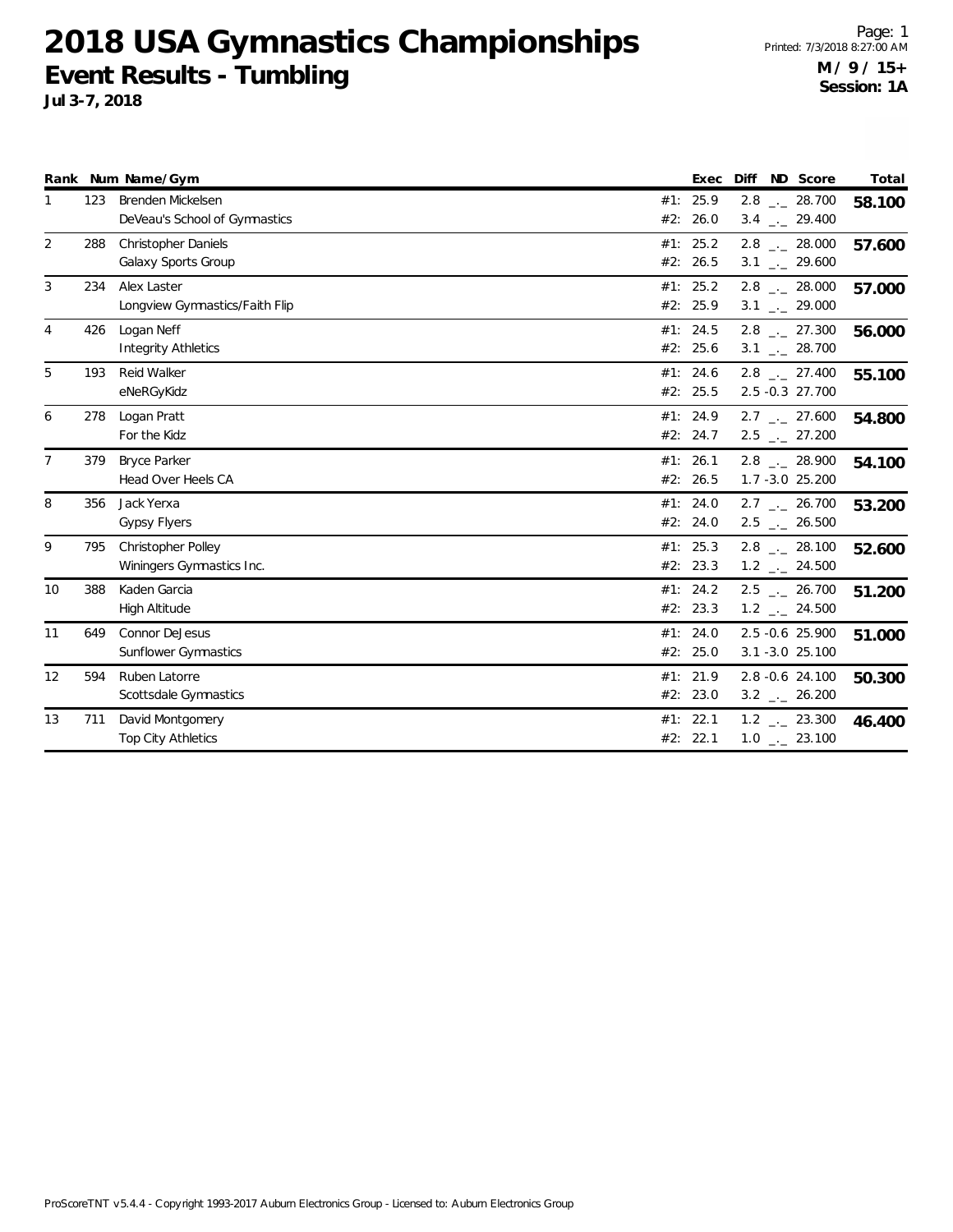# 2018 USA Gymnastics Championships

## Event Results - Tumbling

**Jul 3-7, 2018**

Page: 1
Printed: 7/3/2018 8:27:00 AM

**M / 9 / 15+**
**Session: 1A**

| Rank | Num | Name/Gym | | Exec | Diff | ND | Score | Total |
|---|---|---|---|---|---|---|---|---|
| 1 | 123 | Brenden Mickelsen | #1: | 25.9 | 2.8 | _._ | 28.700 | **58.100** |
| | | DeVeau's School of Gymnastics | #2: | 26.0 | 3.4 | _._ | 29.400 | |
| 2 | 288 | Christopher Daniels | #1: | 25.2 | 2.8 | _._ | 28.000 | **57.600** |
| | | Galaxy Sports Group | #2: | 26.5 | 3.1 | _._ | 29.600 | |
| 3 | 234 | Alex Laster | #1: | 25.2 | 2.8 | _._ | 28.000 | **57.000** |
| | | Longview Gymnastics/Faith Flip | #2: | 25.9 | 3.1 | _._ | 29.000 | |
| 4 | 426 | Logan Neff | #1: | 24.5 | 2.8 | _._ | 27.300 | **56.000** |
| | | Integrity Athletics | #2: | 25.6 | 3.1 | _._ | 28.700 | |
| 5 | 193 | Reid Walker | #1: | 24.6 | 2.8 | _._ | 27.400 | **55.100** |
| | | eNeRGyKidz | #2: | 25.5 | 2.5 | -0.3 | 27.700 | |
| 6 | 278 | Logan Pratt | #1: | 24.9 | 2.7 | _._ | 27.600 | **54.800** |
| | | For the Kidz | #2: | 24.7 | 2.5 | _._ | 27.200 | |
| 7 | 379 | Bryce Parker | #1: | 26.1 | 2.8 | _._ | 28.900 | **54.100** |
| | | Head Over Heels CA | #2: | 26.5 | 1.7 | -3.0 | 25.200 | |
| 8 | 356 | Jack Yerxa | #1: | 24.0 | 2.7 | _._ | 26.700 | **53.200** |
| | | Gypsy Flyers | #2: | 24.0 | 2.5 | _._ | 26.500 | |
| 9 | 795 | Christopher Polley | #1: | 25.3 | 2.8 | _._ | 28.100 | **52.600** |
| | | Winingers Gymnastics Inc. | #2: | 23.3 | 1.2 | _._ | 24.500 | |
| 10 | 388 | Kaden Garcia | #1: | 24.2 | 2.5 | _._ | 26.700 | **51.200** |
| | | High Altitude | #2: | 23.3 | 1.2 | _._ | 24.500 | |
| 11 | 649 | Connor DeJesus | #1: | 24.0 | 2.5 | -0.6 | 25.900 | **51.000** |
| | | Sunflower Gymnastics | #2: | 25.0 | 3.1 | -3.0 | 25.100 | |
| 12 | 594 | Ruben Latorre | #1: | 21.9 | 2.8 | -0.6 | 24.100 | **50.300** |
| | | Scottsdale Gymnastics | #2: | 23.0 | 3.2 | _._ | 26.200 | |
| 13 | 711 | David Montgomery | #1: | 22.1 | 1.2 | _._ | 23.300 | **46.400** |
| | | Top City Athletics | #2: | 22.1 | 1.0 | _._ | 23.100 | |

ProScoreTNT v5.4.4 - Copyright 1993-2017 Auburn Electronics Group - Licensed to: Auburn Electronics Group